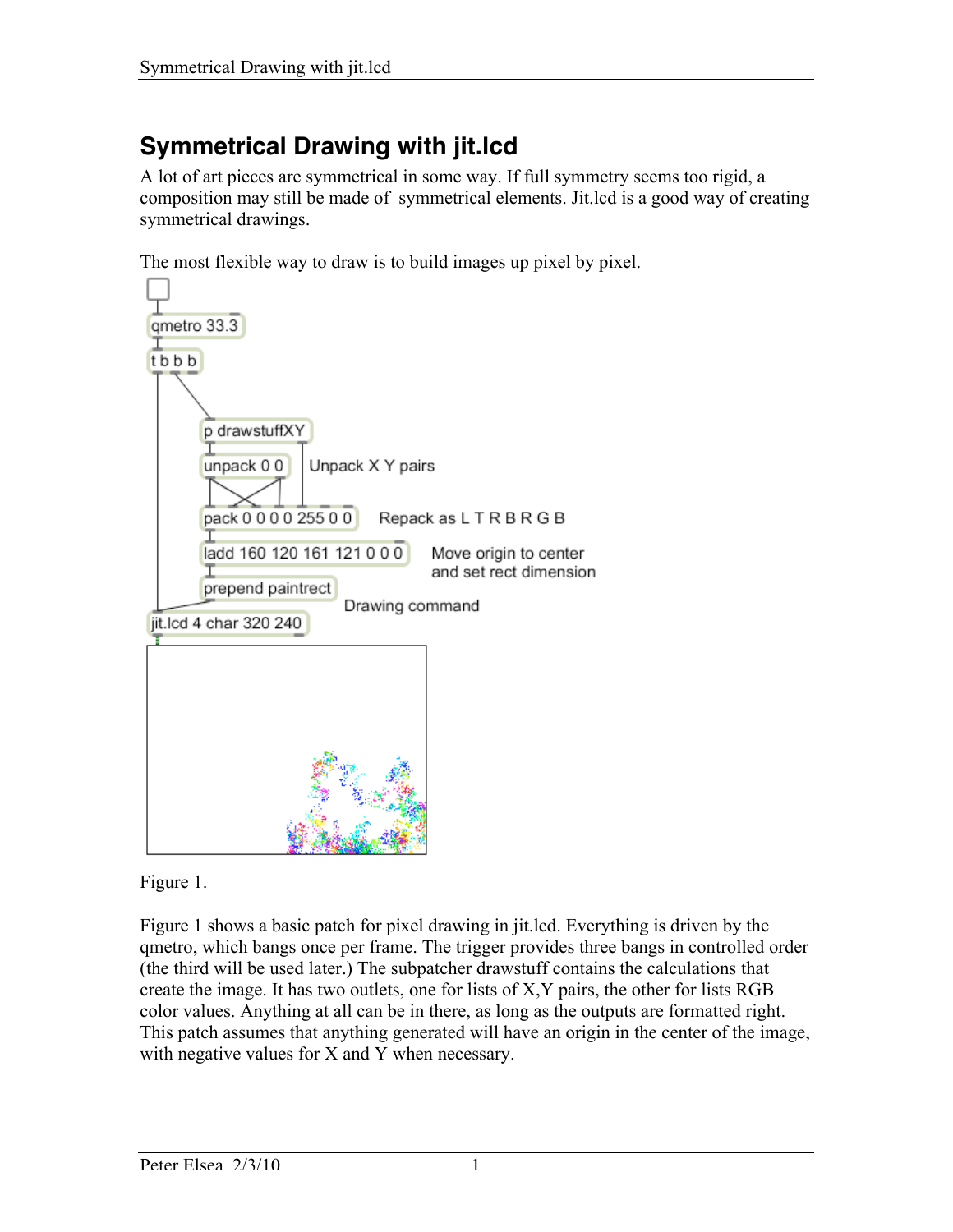# Symmetrical Drawing with jit.lcd

A lot of art pieces are symmetrical in some way. If full symmetry seems too rigid, a composition may still be made of symmetrical elements. Jit.lcd is a good way of creating symmetrical drawings.

The most flexible way to draw is to build images up pixel by pixel.

Figure 1.

Figure 1 shows a basic patch for pixel drawing in jit.lcd. Everything is driven by the qmetro, which bangs once per frame. The trigger provides three bangs in controlled order (the third will be used later.) The subpatcher drawstuff contains the calculations that create the image. It has two outlets, one for lists of X,Y pairs, the other for lists RGB color values. Anything at all can be in there, as long as the outputs are formatted right. This patch assumes that anything generated will have an origin in the center of the image, with negative values for X and Y when necessary.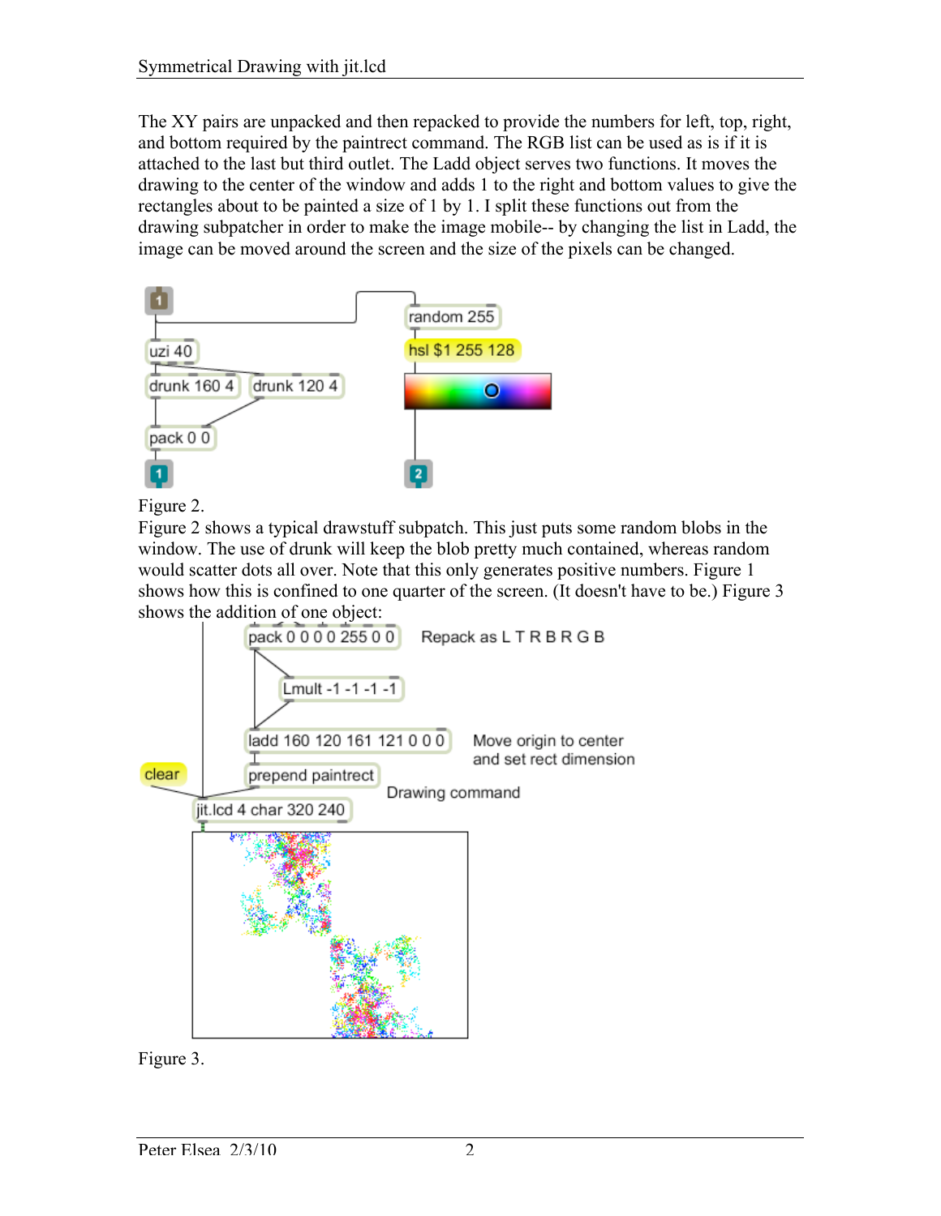The XY pairs are unpacked and then repacked to provide the numbers for left, top, right, and bottom required by the paintrect command. The RGB list can be used as is if it is attached to the last but third outlet. The Ladd object serves two functions. It moves the drawing to the center of the window and adds 1 to the right and bottom values to give the rectangles about to be painted a size of 1 by 1. I split these functions out from the drawing subpatcher in order to make the image mobile-- by changing the list in Ladd, the image can be moved around the screen and the size of the pixels can be changed.

Figure 2.

Figure 2 shows a typical drawstuff subpatch. This just puts some random blobs in the window. The use of drunk will keep the blob pretty much contained, whereas random would scatter dots all over. Note that this only generates positive numbers. Figure 1 shows how this is confined to one quarter of the screen. (It doesn't have to be.) Figure 3 shows the addition of one object:

Figure 3.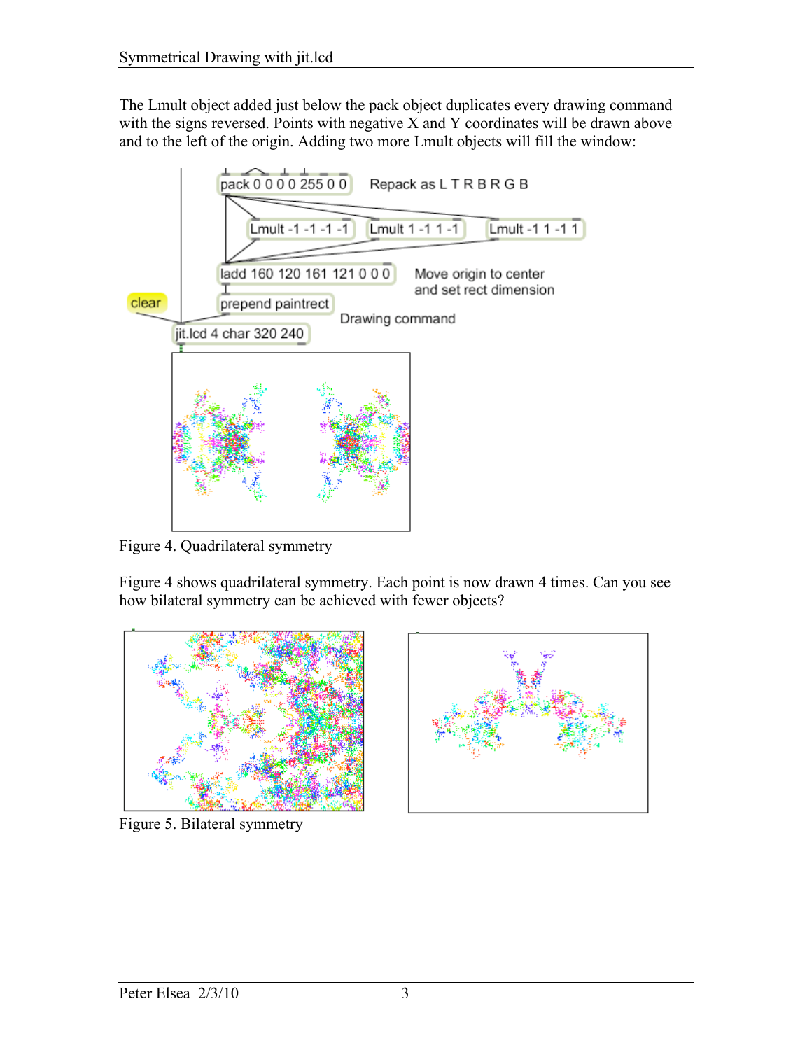The Lmult object added just below the pack object duplicates every drawing command with the signs reversed. Points with negative X and Y coordinates will be drawn above and to the left of the origin. Adding two more Lmult objects will fill the window:

Figure 4. Quadrilateral symmetry

Figure 4 shows quadrilateral symmetry. Each point is now drawn 4 times. Can you see how bilateral symmetry can be achieved with fewer objects?

Figure 5. Bilateral symmetry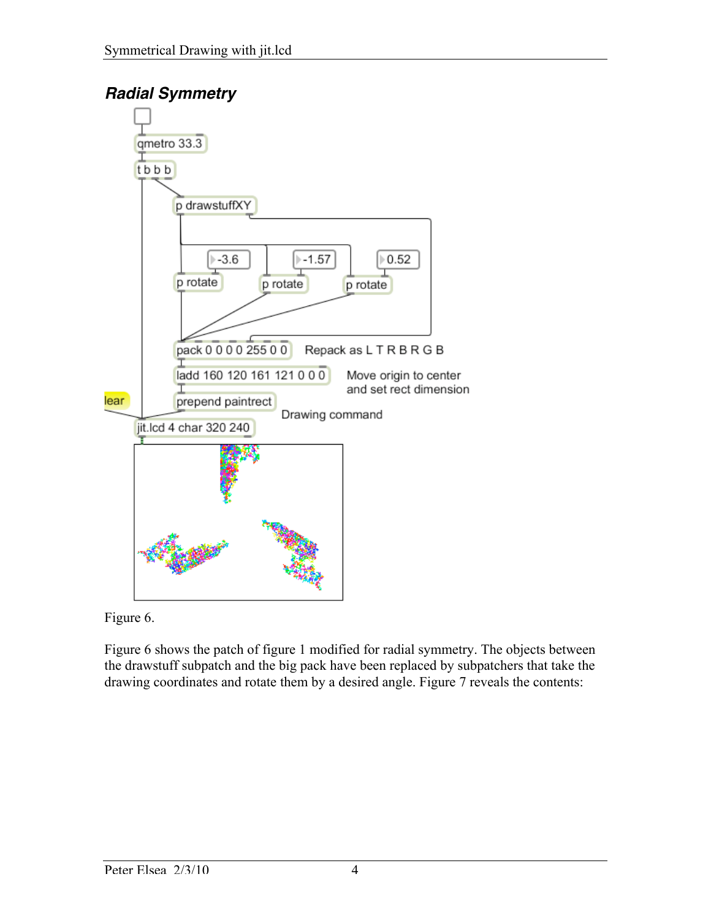## *Radial Symmetry*

Figure 6.

Figure 6 shows the patch of figure 1 modified for radial symmetry. The objects between the drawstuff subpatch and the big pack have been replaced by subpatchers that take the drawing coordinates and rotate them by a desired angle. Figure 7 reveals the contents: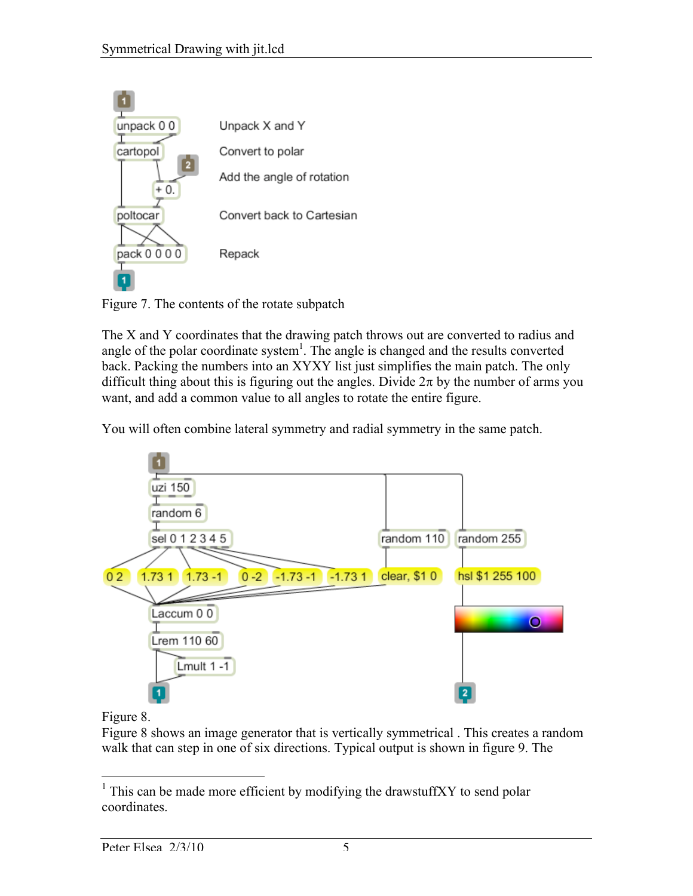Figure 7. The contents of the rotate subpatch

The X and Y coordinates that the drawing patch throws out are converted to radius and angle of the polar coordinate system[1]. The angle is changed and the results converted back. Packing the numbers into an XYXY list just simplifies the main patch. The only difficult thing about this is figuring out the angles. Divide $2\pi$ by the number of arms you want, and add a common value to all angles to rotate the entire figure.

You will often combine lateral symmetry and radial symmetry in the same patch.

Figure 8.

Figure 8 shows an image generator that is vertically symmetrical . This creates a random walk that can step in one of six directions. Typical output is shown in figure 9. The

[1] This can be made more efficient by modifying the drawstuffXY to send polar coordinates.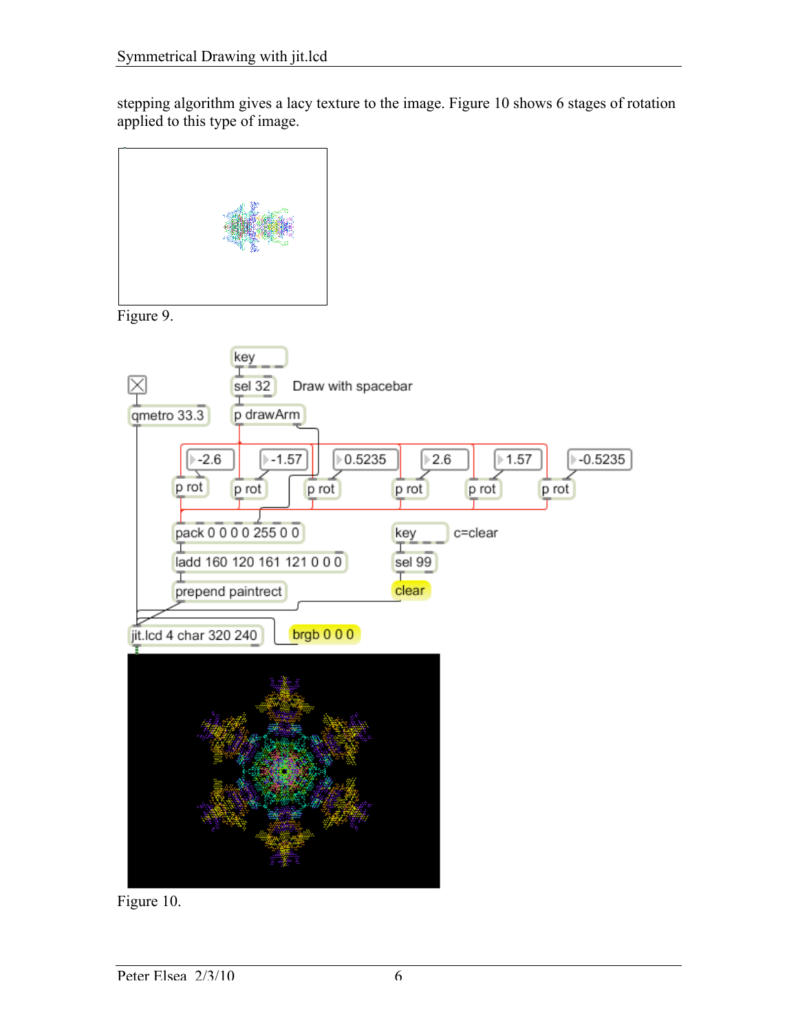stepping algorithm gives a lacy texture to the image. Figure 10 shows 6 stages of rotation applied to this type of image.

Figure 9.

Figure 10.